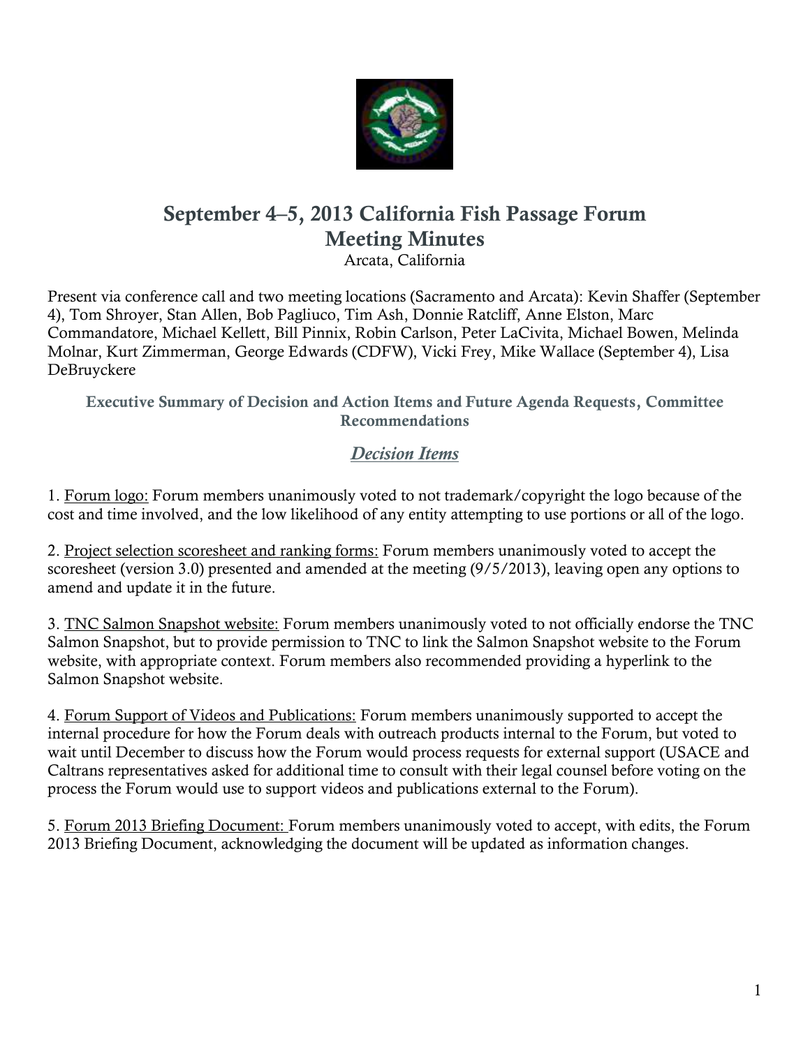# September 4–5, 2013 California Fish Passage Forum
# Meeting Minutes

Arcata, California

Present via conference call and two meeting locations (Sacramento and Arcata): Kevin Shaffer (September 4), Tom Shroyer, Stan Allen, Bob Pagliuco, Tim Ash, Donnie Ratcliff, Anne Elston, Marc Commandatore, Michael Kellett, Bill Pinnix, Robin Carlson, Peter LaCivita, Michael Bowen, Melinda Molnar, Kurt Zimmerman, George Edwards (CDFW), Vicki Frey, Mike Wallace (September 4), Lisa DeBruyckere

### Executive Summary of Decision and Action Items and Future Agenda Requests, Committee Recommendations

## *Decision Items*

1. Forum logo: Forum members unanimously voted to not trademark/copyright the logo because of the cost and time involved, and the low likelihood of any entity attempting to use portions or all of the logo.

2. Project selection scoresheet and ranking forms: Forum members unanimously voted to accept the scoresheet (version 3.0) presented and amended at the meeting (9/5/2013), leaving open any options to amend and update it in the future.

3. TNC Salmon Snapshot website: Forum members unanimously voted to not officially endorse the TNC Salmon Snapshot, but to provide permission to TNC to link the Salmon Snapshot website to the Forum website, with appropriate context. Forum members also recommended providing a hyperlink to the Salmon Snapshot website.

4. Forum Support of Videos and Publications: Forum members unanimously supported to accept the internal procedure for how the Forum deals with outreach products internal to the Forum, but voted to wait until December to discuss how the Forum would process requests for external support (USACE and Caltrans representatives asked for additional time to consult with their legal counsel before voting on the process the Forum would use to support videos and publications external to the Forum).

5. Forum 2013 Briefing Document: Forum members unanimously voted to accept, with edits, the Forum 2013 Briefing Document, acknowledging the document will be updated as information changes.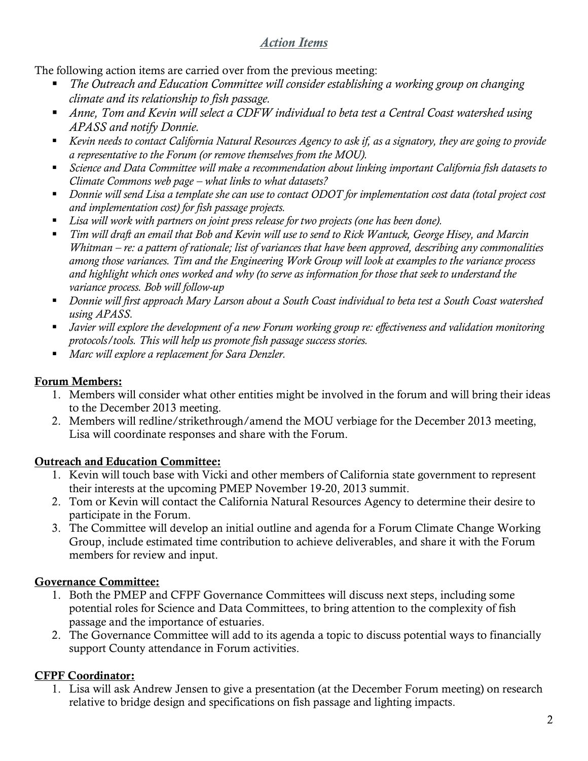## *Action Items*

The following action items are carried over from the previous meeting:

- *The Outreach and Education Committee will consider establishing a working group on changing climate and its relationship to fish passage.*
- *Anne, Tom and Kevin will select a CDFW individual to beta test a Central Coast watershed using APASS and notify Donnie.*
- *Kevin needs to contact California Natural Resources Agency to ask if, as a signatory, they are going to provide a representative to the Forum (or remove themselves from the MOU).*
- *Science and Data Committee will make a recommendation about linking important California fish datasets to Climate Commons web page – what links to what datasets?*
- *Donnie will send Lisa a template she can use to contact ODOT for implementation cost data (total project cost and implementation cost) for fish passage projects.*
- *Lisa will work with partners on joint press release for two projects (one has been done).*
- *Tim will draft an email that Bob and Kevin will use to send to Rick Wantuck, George Hisey, and Marcin Whitman – re: a pattern of rationale; list of variances that have been approved, describing any commonalities among those variances. Tim and the Engineering Work Group will look at examples to the variance process and highlight which ones worked and why (to serve as information for those that seek to understand the variance process. Bob will follow-up*
- *Donnie will first approach Mary Larson about a South Coast individual to beta test a South Coast watershed using APASS.*
- *Javier will explore the development of a new Forum working group re: effectiveness and validation monitoring protocols/tools. This will help us promote fish passage success stories.*
- *Marc will explore a replacement for Sara Denzler.*

**Forum Members:**

1. Members will consider what other entities might be involved in the forum and will bring their ideas to the December 2013 meeting.
2. Members will redline/strikethrough/amend the MOU verbiage for the December 2013 meeting, Lisa will coordinate responses and share with the Forum.

**Outreach and Education Committee:**

1. Kevin will touch base with Vicki and other members of California state government to represent their interests at the upcoming PMEP November 19-20, 2013 summit.
2. Tom or Kevin will contact the California Natural Resources Agency to determine their desire to participate in the Forum.
3. The Committee will develop an initial outline and agenda for a Forum Climate Change Working Group, include estimated time contribution to achieve deliverables, and share it with the Forum members for review and input.

**Governance Committee:**

1. Both the PMEP and CFPF Governance Committees will discuss next steps, including some potential roles for Science and Data Committees, to bring attention to the complexity of fish passage and the importance of estuaries.
2. The Governance Committee will add to its agenda a topic to discuss potential ways to financially support County attendance in Forum activities.

**CFPF Coordinator:**

1. Lisa will ask Andrew Jensen to give a presentation (at the December Forum meeting) on research relative to bridge design and specifications on fish passage and lighting impacts.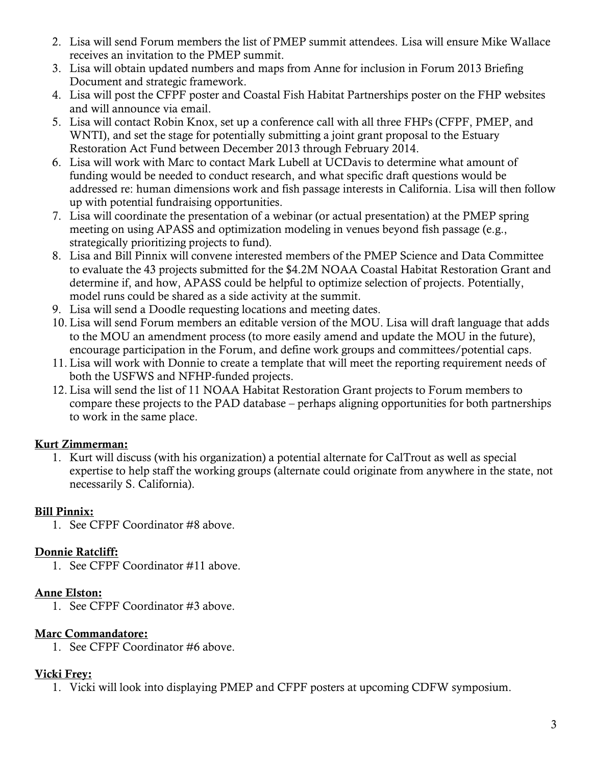2. Lisa will send Forum members the list of PMEP summit attendees. Lisa will ensure Mike Wallace receives an invitation to the PMEP summit.
3. Lisa will obtain updated numbers and maps from Anne for inclusion in Forum 2013 Briefing Document and strategic framework.
4. Lisa will post the CFPF poster and Coastal Fish Habitat Partnerships poster on the FHP websites and will announce via email.
5. Lisa will contact Robin Knox, set up a conference call with all three FHPs (CFPF, PMEP, and WNTI), and set the stage for potentially submitting a joint grant proposal to the Estuary Restoration Act Fund between December 2013 through February 2014.
6. Lisa will work with Marc to contact Mark Lubell at UCDavis to determine what amount of funding would be needed to conduct research, and what specific draft questions would be addressed re: human dimensions work and fish passage interests in California. Lisa will then follow up with potential fundraising opportunities.
7. Lisa will coordinate the presentation of a webinar (or actual presentation) at the PMEP spring meeting on using APASS and optimization modeling in venues beyond fish passage (e.g., strategically prioritizing projects to fund).
8. Lisa and Bill Pinnix will convene interested members of the PMEP Science and Data Committee to evaluate the 43 projects submitted for the $4.2M NOAA Coastal Habitat Restoration Grant and determine if, and how, APASS could be helpful to optimize selection of projects. Potentially, model runs could be shared as a side activity at the summit.
9. Lisa will send a Doodle requesting locations and meeting dates.
10. Lisa will send Forum members an editable version of the MOU. Lisa will draft language that adds to the MOU an amendment process (to more easily amend and update the MOU in the future), encourage participation in the Forum, and define work groups and committees/potential caps.
11. Lisa will work with Donnie to create a template that will meet the reporting requirement needs of both the USFWS and NFHP-funded projects.
12. Lisa will send the list of 11 NOAA Habitat Restoration Grant projects to Forum members to compare these projects to the PAD database – perhaps aligning opportunities for both partnerships to work in the same place.

**Kurt Zimmerman:**

1. Kurt will discuss (with his organization) a potential alternate for CalTrout as well as special expertise to help staff the working groups (alternate could originate from anywhere in the state, not necessarily S. California).

**Bill Pinnix:**

1. See CFPF Coordinator #8 above.

**Donnie Ratcliff:**

1. See CFPF Coordinator #11 above.

**Anne Elston:**

1. See CFPF Coordinator #3 above.

**Marc Commandatore:**

1. See CFPF Coordinator #6 above.

**Vicki Frey:**

1. Vicki will look into displaying PMEP and CFPF posters at upcoming CDFW symposium.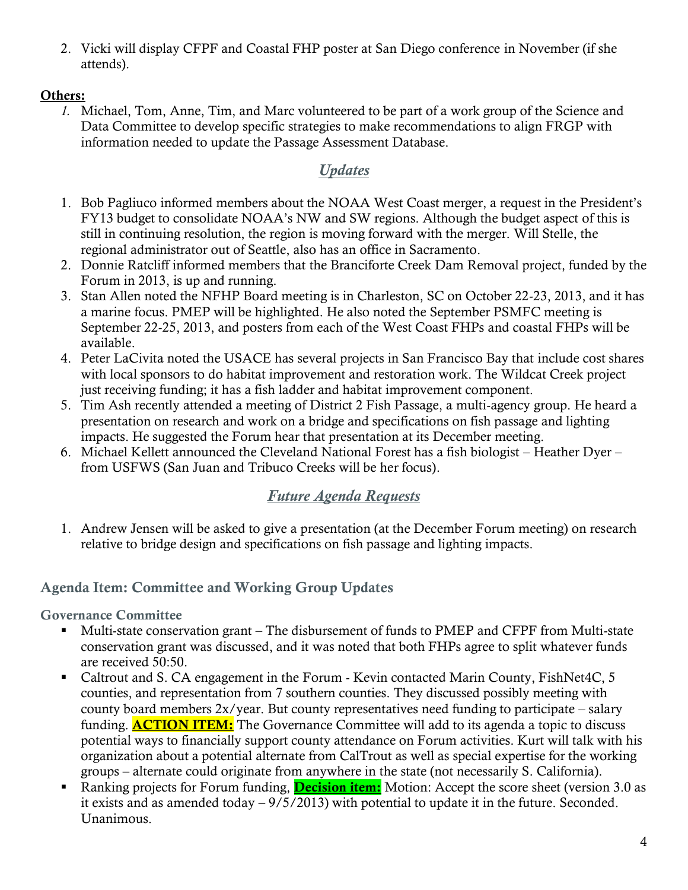2. Vicki will display CFPF and Coastal FHP poster at San Diego conference in November (if she attends).

**Others:**

1. Michael, Tom, Anne, Tim, and Marc volunteered to be part of a work group of the Science and Data Committee to develop specific strategies to make recommendations to align FRGP with information needed to update the Passage Assessment Database.

## *Updates*

1. Bob Pagliuco informed members about the NOAA West Coast merger, a request in the President's FY13 budget to consolidate NOAA's NW and SW regions. Although the budget aspect of this is still in continuing resolution, the region is moving forward with the merger. Will Stelle, the regional administrator out of Seattle, also has an office in Sacramento.
2. Donnie Ratcliff informed members that the Branciforte Creek Dam Removal project, funded by the Forum in 2013, is up and running.
3. Stan Allen noted the NFHP Board meeting is in Charleston, SC on October 22-23, 2013, and it has a marine focus. PMEP will be highlighted. He also noted the September PSMFC meeting is September 22-25, 2013, and posters from each of the West Coast FHPs and coastal FHPs will be available.
4. Peter LaCivita noted the USACE has several projects in San Francisco Bay that include cost shares with local sponsors to do habitat improvement and restoration work. The Wildcat Creek project just receiving funding; it has a fish ladder and habitat improvement component.
5. Tim Ash recently attended a meeting of District 2 Fish Passage, a multi-agency group. He heard a presentation on research and work on a bridge and specifications on fish passage and lighting impacts. He suggested the Forum hear that presentation at its December meeting.
6. Michael Kellett announced the Cleveland National Forest has a fish biologist – Heather Dyer – from USFWS (San Juan and Tribuco Creeks will be her focus).

## *Future Agenda Requests*

1. Andrew Jensen will be asked to give a presentation (at the December Forum meeting) on research relative to bridge design and specifications on fish passage and lighting impacts.

## Agenda Item: Committee and Working Group Updates

### Governance Committee

- Multi-state conservation grant – The disbursement of funds to PMEP and CFPF from Multi-state conservation grant was discussed, and it was noted that both FHPs agree to split whatever funds are received 50:50.
- Caltrout and S. CA engagement in the Forum - Kevin contacted Marin County, FishNet4C, 5 counties, and representation from 7 southern counties. They discussed possibly meeting with county board members 2x/year. But county representatives need funding to participate – salary funding. **ACTION ITEM:** The Governance Committee will add to its agenda a topic to discuss potential ways to financially support county attendance on Forum activities. Kurt will talk with his organization about a potential alternate from CalTrout as well as special expertise for the working groups – alternate could originate from anywhere in the state (not necessarily S. California).
- Ranking projects for Forum funding, **Decision item:** Motion: Accept the score sheet (version 3.0 as it exists and as amended today – 9/5/2013) with potential to update it in the future. Seconded. Unanimous.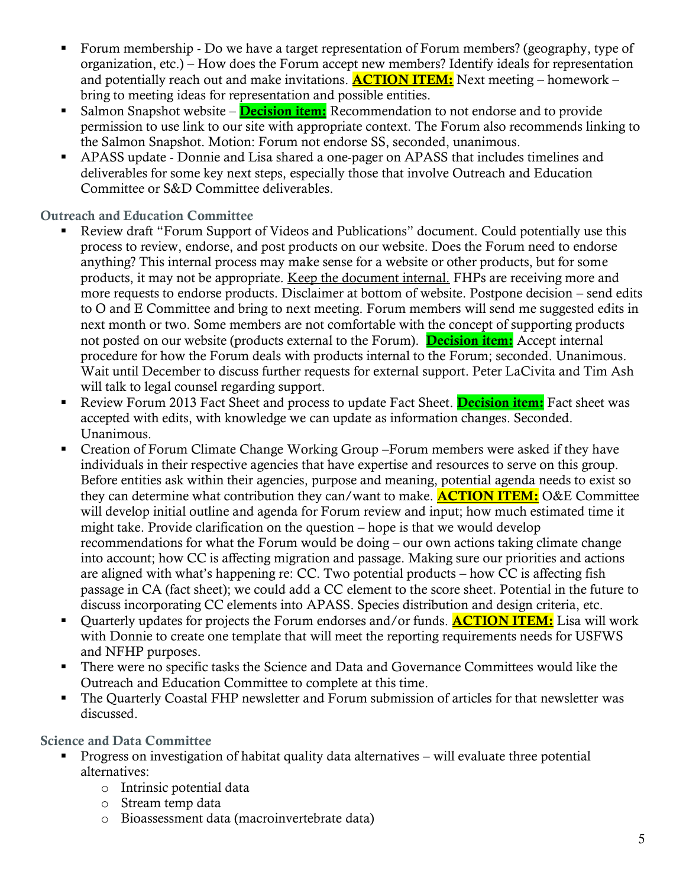- Forum membership - Do we have a target representation of Forum members? (geography, type of organization, etc.) – How does the Forum accept new members? Identify ideals for representation and potentially reach out and make invitations. **ACTION ITEM:** Next meeting – homework – bring to meeting ideas for representation and possible entities.
- Salmon Snapshot website – **Decision item:** Recommendation to not endorse and to provide permission to use link to our site with appropriate context. The Forum also recommends linking to the Salmon Snapshot. Motion: Forum not endorse SS, seconded, unanimous.
- APASS update - Donnie and Lisa shared a one-pager on APASS that includes timelines and deliverables for some key next steps, especially those that involve Outreach and Education Committee or S&D Committee deliverables.

### Outreach and Education Committee

- Review draft "Forum Support of Videos and Publications" document. Could potentially use this process to review, endorse, and post products on our website. Does the Forum need to endorse anything? This internal process may make sense for a website or other products, but for some products, it may not be appropriate. Keep the document internal. FHPs are receiving more and more requests to endorse products. Disclaimer at bottom of website. Postpone decision – send edits to O and E Committee and bring to next meeting. Forum members will send me suggested edits in next month or two. Some members are not comfortable with the concept of supporting products not posted on our website (products external to the Forum). **Decision item:** Accept internal procedure for how the Forum deals with products internal to the Forum; seconded. Unanimous. Wait until December to discuss further requests for external support. Peter LaCivita and Tim Ash will talk to legal counsel regarding support.
- Review Forum 2013 Fact Sheet and process to update Fact Sheet. **Decision item:** Fact sheet was accepted with edits, with knowledge we can update as information changes. Seconded. Unanimous.
- Creation of Forum Climate Change Working Group –Forum members were asked if they have individuals in their respective agencies that have expertise and resources to serve on this group. Before entities ask within their agencies, purpose and meaning, potential agenda needs to exist so they can determine what contribution they can/want to make. **ACTION ITEM:** O&E Committee will develop initial outline and agenda for Forum review and input; how much estimated time it might take. Provide clarification on the question – hope is that we would develop recommendations for what the Forum would be doing – our own actions taking climate change into account; how CC is affecting migration and passage. Making sure our priorities and actions are aligned with what's happening re: CC. Two potential products – how CC is affecting fish passage in CA (fact sheet); we could add a CC element to the score sheet. Potential in the future to discuss incorporating CC elements into APASS. Species distribution and design criteria, etc.
- Quarterly updates for projects the Forum endorses and/or funds. **ACTION ITEM:** Lisa will work with Donnie to create one template that will meet the reporting requirements needs for USFWS and NFHP purposes.
- There were no specific tasks the Science and Data and Governance Committees would like the Outreach and Education Committee to complete at this time.
- The Quarterly Coastal FHP newsletter and Forum submission of articles for that newsletter was discussed.

### Science and Data Committee

- Progress on investigation of habitat quality data alternatives – will evaluate three potential alternatives:
  - Intrinsic potential data
  - Stream temp data
  - Bioassessment data (macroinvertebrate data)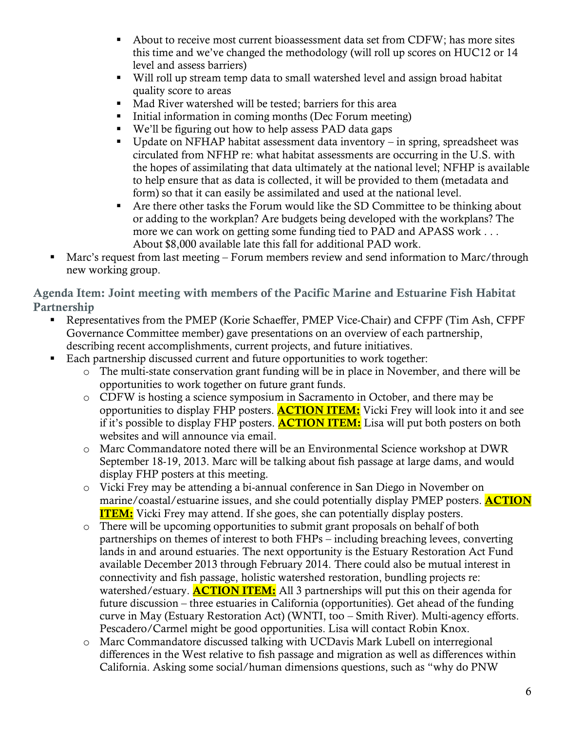- About to receive most current bioassessment data set from CDFW; has more sites this time and we've changed the methodology (will roll up scores on HUC12 or 14 level and assess barriers)
    - Will roll up stream temp data to small watershed level and assign broad habitat quality score to areas
    - Mad River watershed will be tested; barriers for this area
    - Initial information in coming months (Dec Forum meeting)
    - We'll be figuring out how to help assess PAD data gaps
    - Update on NFHAP habitat assessment data inventory – in spring, spreadsheet was circulated from NFHP re: what habitat assessments are occurring in the U.S. with the hopes of assimilating that data ultimately at the national level; NFHP is available to help ensure that as data is collected, it will be provided to them (metadata and form) so that it can easily be assimilated and used at the national level.
    - Are there other tasks the Forum would like the SD Committee to be thinking about or adding to the workplan? Are budgets being developed with the workplans? The more we can work on getting some funding tied to PAD and APASS work . . . About $8,000 available late this fall for additional PAD work.
- Marc's request from last meeting – Forum members review and send information to Marc/through new working group.

### Agenda Item: Joint meeting with members of the Pacific Marine and Estuarine Fish Habitat Partnership

- Representatives from the PMEP (Korie Schaeffer, PMEP Vice-Chair) and CFPF (Tim Ash, CFPF Governance Committee member) gave presentations on an overview of each partnership, describing recent accomplishments, current projects, and future initiatives.
- Each partnership discussed current and future opportunities to work together:
    - The multi-state conservation grant funding will be in place in November, and there will be opportunities to work together on future grant funds.
    - CDFW is hosting a science symposium in Sacramento in October, and there may be opportunities to display FHP posters. **ACTION ITEM:** Vicki Frey will look into it and see if it's possible to display FHP posters. **ACTION ITEM:** Lisa will put both posters on both websites and will announce via email.
    - Marc Commandatore noted there will be an Environmental Science workshop at DWR September 18-19, 2013. Marc will be talking about fish passage at large dams, and would display FHP posters at this meeting.
    - Vicki Frey may be attending a bi-annual conference in San Diego in November on marine/coastal/estuarine issues, and she could potentially display PMEP posters. **ACTION ITEM:** Vicki Frey may attend. If she goes, she can potentially display posters.
    - There will be upcoming opportunities to submit grant proposals on behalf of both partnerships on themes of interest to both FHPs – including breaching levees, converting lands in and around estuaries. The next opportunity is the Estuary Restoration Act Fund available December 2013 through February 2014. There could also be mutual interest in connectivity and fish passage, holistic watershed restoration, bundling projects re: watershed/estuary. **ACTION ITEM:** All 3 partnerships will put this on their agenda for future discussion – three estuaries in California (opportunities). Get ahead of the funding curve in May (Estuary Restoration Act) (WNTI, too – Smith River). Multi-agency efforts. Pescadero/Carmel might be good opportunities. Lisa will contact Robin Knox.
    - Marc Commandatore discussed talking with UCDavis Mark Lubell on interregional differences in the West relative to fish passage and migration as well as differences within California. Asking some social/human dimensions questions, such as "why do PNW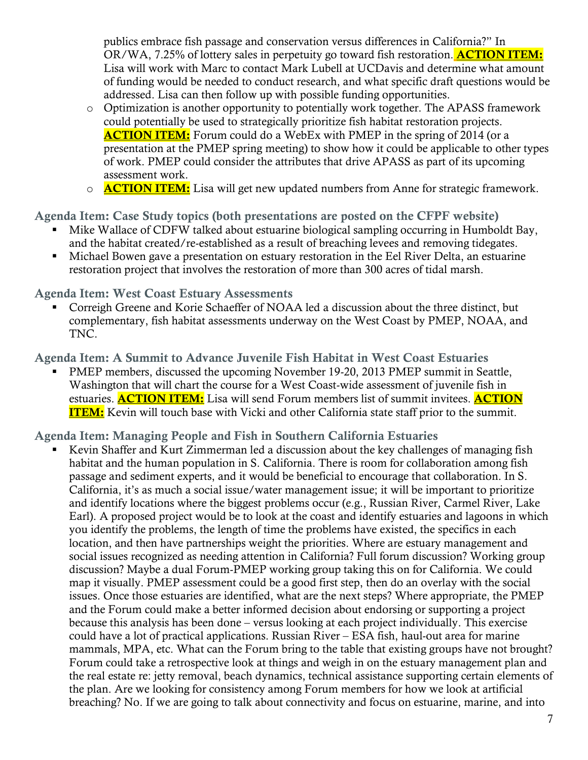publics embrace fish passage and conservation versus differences in California?" In OR/WA, 7.25% of lottery sales in perpetuity go toward fish restoration. **ACTION ITEM:** Lisa will work with Marc to contact Mark Lubell at UCDavis and determine what amount of funding would be needed to conduct research, and what specific draft questions would be addressed. Lisa can then follow up with possible funding opportunities.

- Optimization is another opportunity to potentially work together. The APASS framework could potentially be used to strategically prioritize fish habitat restoration projects. **ACTION ITEM:** Forum could do a WebEx with PMEP in the spring of 2014 (or a presentation at the PMEP spring meeting) to show how it could be applicable to other types of work. PMEP could consider the attributes that drive APASS as part of its upcoming assessment work.
- **ACTION ITEM:** Lisa will get new updated numbers from Anne for strategic framework.

### Agenda Item: Case Study topics (both presentations are posted on the CFPF website)

- Mike Wallace of CDFW talked about estuarine biological sampling occurring in Humboldt Bay, and the habitat created/re-established as a result of breaching levees and removing tidegates.
- Michael Bowen gave a presentation on estuary restoration in the Eel River Delta, an estuarine restoration project that involves the restoration of more than 300 acres of tidal marsh.

### Agenda Item: West Coast Estuary Assessments

- Correigh Greene and Korie Schaeffer of NOAA led a discussion about the three distinct, but complementary, fish habitat assessments underway on the West Coast by PMEP, NOAA, and TNC.

### Agenda Item: A Summit to Advance Juvenile Fish Habitat in West Coast Estuaries

- PMEP members, discussed the upcoming November 19-20, 2013 PMEP summit in Seattle, Washington that will chart the course for a West Coast-wide assessment of juvenile fish in estuaries. **ACTION ITEM:** Lisa will send Forum members list of summit invitees. **ACTION ITEM:** Kevin will touch base with Vicki and other California state staff prior to the summit.

### Agenda Item: Managing People and Fish in Southern California Estuaries

- Kevin Shaffer and Kurt Zimmerman led a discussion about the key challenges of managing fish habitat and the human population in S. California. There is room for collaboration among fish passage and sediment experts, and it would be beneficial to encourage that collaboration. In S. California, it's as much a social issue/water management issue; it will be important to prioritize and identify locations where the biggest problems occur (e.g., Russian River, Carmel River, Lake Earl). A proposed project would be to look at the coast and identify estuaries and lagoons in which you identify the problems, the length of time the problems have existed, the specifics in each location, and then have partnerships weight the priorities. Where are estuary management and social issues recognized as needing attention in California? Full forum discussion? Working group discussion? Maybe a dual Forum-PMEP working group taking this on for California. We could map it visually. PMEP assessment could be a good first step, then do an overlay with the social issues. Once those estuaries are identified, what are the next steps? Where appropriate, the PMEP and the Forum could make a better informed decision about endorsing or supporting a project because this analysis has been done – versus looking at each project individually. This exercise could have a lot of practical applications. Russian River – ESA fish, haul-out area for marine mammals, MPA, etc. What can the Forum bring to the table that existing groups have not brought? Forum could take a retrospective look at things and weigh in on the estuary management plan and the real estate re: jetty removal, beach dynamics, technical assistance supporting certain elements of the plan. Are we looking for consistency among Forum members for how we look at artificial breaching? No. If we are going to talk about connectivity and focus on estuarine, marine, and into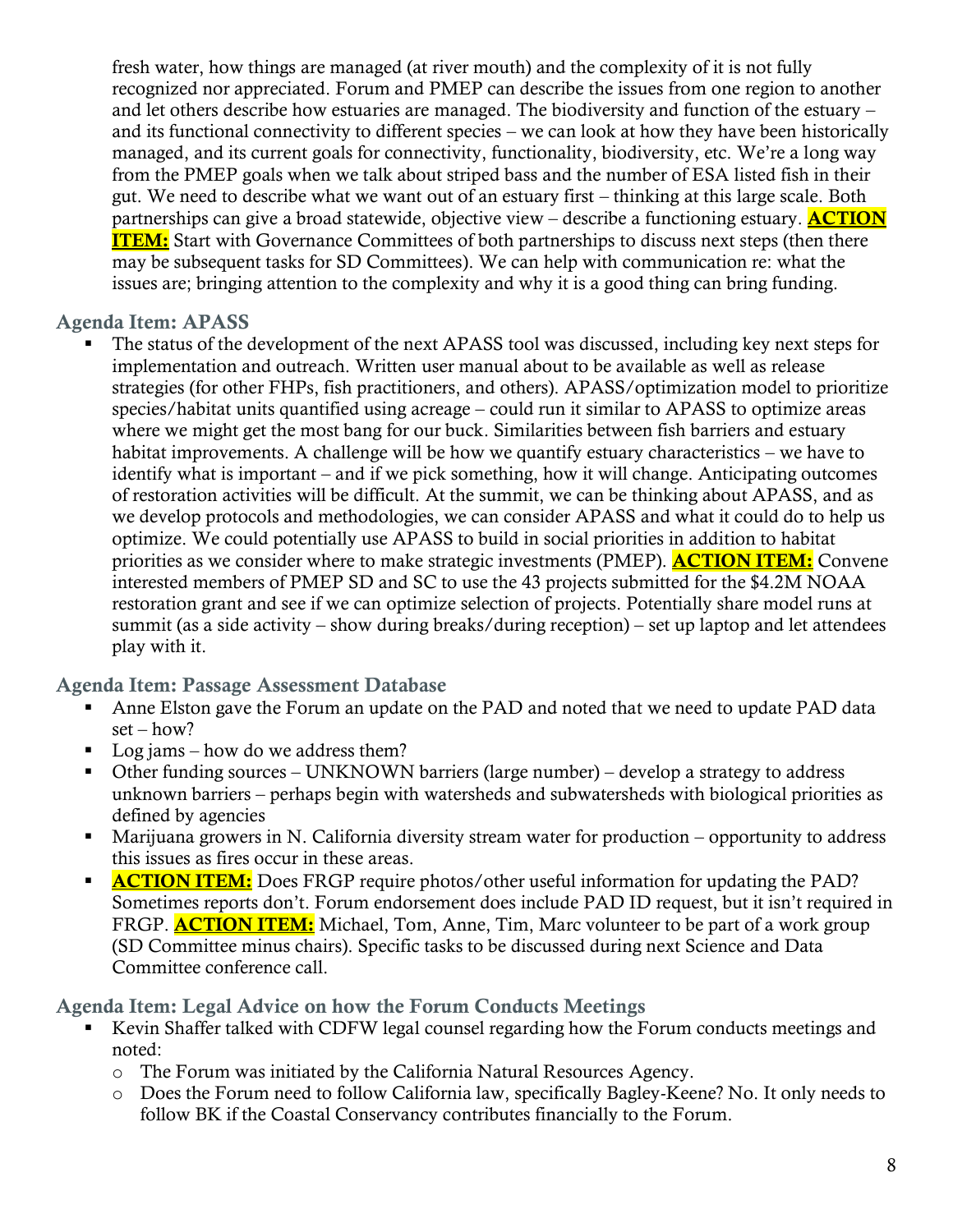fresh water, how things are managed (at river mouth) and the complexity of it is not fully recognized nor appreciated. Forum and PMEP can describe the issues from one region to another and let others describe how estuaries are managed. The biodiversity and function of the estuary – and its functional connectivity to different species – we can look at how they have been historically managed, and its current goals for connectivity, functionality, biodiversity, etc. We're a long way from the PMEP goals when we talk about striped bass and the number of ESA listed fish in their gut. We need to describe what we want out of an estuary first – thinking at this large scale. Both partnerships can give a broad statewide, objective view – describe a functioning estuary. **ACTION ITEM:** Start with Governance Committees of both partnerships to discuss next steps (then there may be subsequent tasks for SD Committees). We can help with communication re: what the issues are; bringing attention to the complexity and why it is a good thing can bring funding.

### Agenda Item: APASS

- The status of the development of the next APASS tool was discussed, including key next steps for implementation and outreach. Written user manual about to be available as well as release strategies (for other FHPs, fish practitioners, and others). APASS/optimization model to prioritize species/habitat units quantified using acreage – could run it similar to APASS to optimize areas where we might get the most bang for our buck. Similarities between fish barriers and estuary habitat improvements. A challenge will be how we quantify estuary characteristics – we have to identify what is important – and if we pick something, how it will change. Anticipating outcomes of restoration activities will be difficult. At the summit, we can be thinking about APASS, and as we develop protocols and methodologies, we can consider APASS and what it could do to help us optimize. We could potentially use APASS to build in social priorities in addition to habitat priorities as we consider where to make strategic investments (PMEP). **ACTION ITEM:** Convene interested members of PMEP SD and SC to use the 43 projects submitted for the $4.2M NOAA restoration grant and see if we can optimize selection of projects. Potentially share model runs at summit (as a side activity – show during breaks/during reception) – set up laptop and let attendees play with it.

### Agenda Item: Passage Assessment Database

- Anne Elston gave the Forum an update on the PAD and noted that we need to update PAD data set – how?
- Log jams – how do we address them?
- Other funding sources – UNKNOWN barriers (large number) – develop a strategy to address unknown barriers – perhaps begin with watersheds and subwatersheds with biological priorities as defined by agencies
- Marijuana growers in N. California diversity stream water for production – opportunity to address this issues as fires occur in these areas.
- **ACTION ITEM:** Does FRGP require photos/other useful information for updating the PAD? Sometimes reports don't. Forum endorsement does include PAD ID request, but it isn't required in FRGP. **ACTION ITEM:** Michael, Tom, Anne, Tim, Marc volunteer to be part of a work group (SD Committee minus chairs). Specific tasks to be discussed during next Science and Data Committee conference call.

### Agenda Item: Legal Advice on how the Forum Conducts Meetings

- Kevin Shaffer talked with CDFW legal counsel regarding how the Forum conducts meetings and noted:
  - The Forum was initiated by the California Natural Resources Agency.
  - Does the Forum need to follow California law, specifically Bagley-Keene? No. It only needs to follow BK if the Coastal Conservancy contributes financially to the Forum.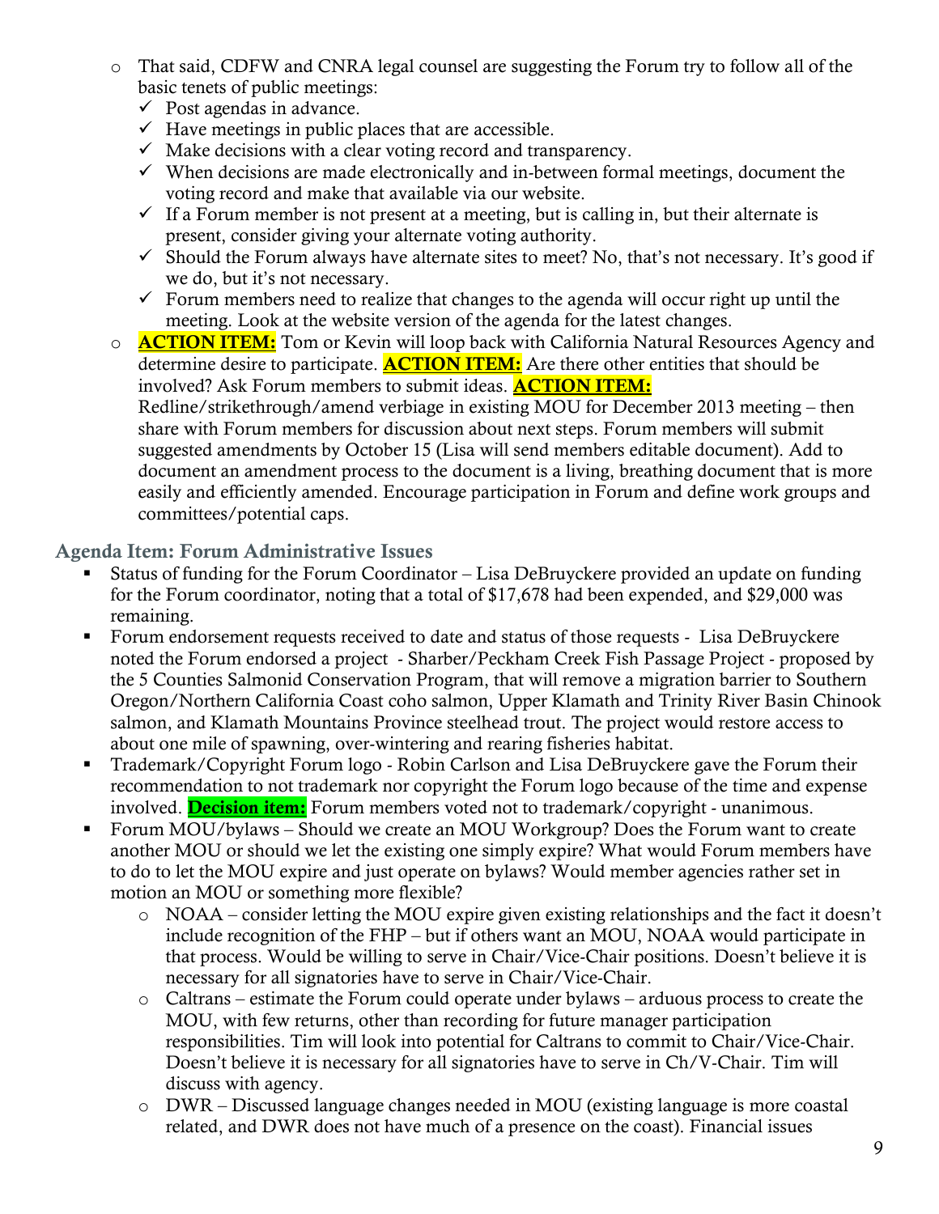- That said, CDFW and CNRA legal counsel are suggesting the Forum try to follow all of the basic tenets of public meetings:
  - ✓ Post agendas in advance.
  - ✓ Have meetings in public places that are accessible.
  - ✓ Make decisions with a clear voting record and transparency.
  - ✓ When decisions are made electronically and in-between formal meetings, document the voting record and make that available via our website.
  - ✓ If a Forum member is not present at a meeting, but is calling in, but their alternate is present, consider giving your alternate voting authority.
  - ✓ Should the Forum always have alternate sites to meet? No, that's not necessary. It's good if we do, but it's not necessary.
  - ✓ Forum members need to realize that changes to the agenda will occur right up until the meeting. Look at the website version of the agenda for the latest changes.
- **ACTION ITEM:** Tom or Kevin will loop back with California Natural Resources Agency and determine desire to participate. **ACTION ITEM:** Are there other entities that should be involved? Ask Forum members to submit ideas. **ACTION ITEM:** Redline/strikethrough/amend verbiage in existing MOU for December 2013 meeting – then share with Forum members for discussion about next steps. Forum members will submit suggested amendments by October 15 (Lisa will send members editable document). Add to document an amendment process to the document is a living, breathing document that is more easily and efficiently amended. Encourage participation in Forum and define work groups and committees/potential caps.

## Agenda Item: Forum Administrative Issues

- Status of funding for the Forum Coordinator – Lisa DeBruyckere provided an update on funding for the Forum coordinator, noting that a total of $17,678 had been expended, and $29,000 was remaining.
- Forum endorsement requests received to date and status of those requests - Lisa DeBruyckere noted the Forum endorsed a project - Sharber/Peckham Creek Fish Passage Project - proposed by the 5 Counties Salmonid Conservation Program, that will remove a migration barrier to Southern Oregon/Northern California Coast coho salmon, Upper Klamath and Trinity River Basin Chinook salmon, and Klamath Mountains Province steelhead trout. The project would restore access to about one mile of spawning, over-wintering and rearing fisheries habitat.
- Trademark/Copyright Forum logo - Robin Carlson and Lisa DeBruyckere gave the Forum their recommendation to not trademark nor copyright the Forum logo because of the time and expense involved. **Decision item:** Forum members voted not to trademark/copyright - unanimous.
- Forum MOU/bylaws – Should we create an MOU Workgroup? Does the Forum want to create another MOU or should we let the existing one simply expire? What would Forum members have to do to let the MOU expire and just operate on bylaws? Would member agencies rather set in motion an MOU or something more flexible?
  - NOAA – consider letting the MOU expire given existing relationships and the fact it doesn't include recognition of the FHP – but if others want an MOU, NOAA would participate in that process. Would be willing to serve in Chair/Vice-Chair positions. Doesn't believe it is necessary for all signatories have to serve in Chair/Vice-Chair.
  - Caltrans – estimate the Forum could operate under bylaws – arduous process to create the MOU, with few returns, other than recording for future manager participation responsibilities. Tim will look into potential for Caltrans to commit to Chair/Vice-Chair. Doesn't believe it is necessary for all signatories have to serve in Ch/V-Chair. Tim will discuss with agency.
  - DWR – Discussed language changes needed in MOU (existing language is more coastal related, and DWR does not have much of a presence on the coast). Financial issues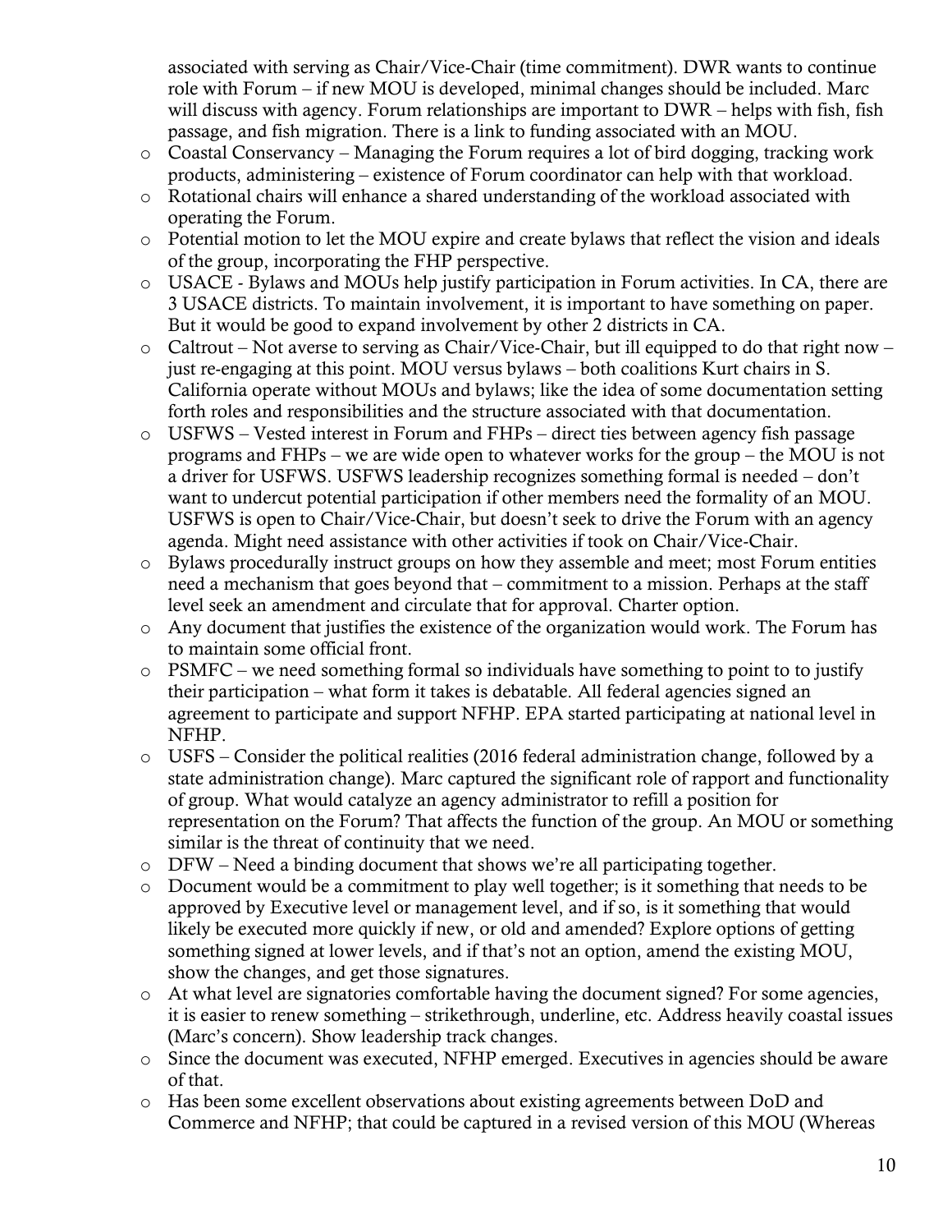associated with serving as Chair/Vice-Chair (time commitment). DWR wants to continue role with Forum – if new MOU is developed, minimal changes should be included. Marc will discuss with agency. Forum relationships are important to DWR – helps with fish, fish passage, and fish migration. There is a link to funding associated with an MOU.

- Coastal Conservancy – Managing the Forum requires a lot of bird dogging, tracking work products, administering – existence of Forum coordinator can help with that workload.
- Rotational chairs will enhance a shared understanding of the workload associated with operating the Forum.
- Potential motion to let the MOU expire and create bylaws that reflect the vision and ideals of the group, incorporating the FHP perspective.
- USACE - Bylaws and MOUs help justify participation in Forum activities. In CA, there are 3 USACE districts. To maintain involvement, it is important to have something on paper. But it would be good to expand involvement by other 2 districts in CA.
- Caltrout – Not averse to serving as Chair/Vice-Chair, but ill equipped to do that right now – just re-engaging at this point. MOU versus bylaws – both coalitions Kurt chairs in S. California operate without MOUs and bylaws; like the idea of some documentation setting forth roles and responsibilities and the structure associated with that documentation.
- USFWS – Vested interest in Forum and FHPs – direct ties between agency fish passage programs and FHPs – we are wide open to whatever works for the group – the MOU is not a driver for USFWS. USFWS leadership recognizes something formal is needed – don't want to undercut potential participation if other members need the formality of an MOU. USFWS is open to Chair/Vice-Chair, but doesn't seek to drive the Forum with an agency agenda. Might need assistance with other activities if took on Chair/Vice-Chair.
- Bylaws procedurally instruct groups on how they assemble and meet; most Forum entities need a mechanism that goes beyond that – commitment to a mission. Perhaps at the staff level seek an amendment and circulate that for approval. Charter option.
- Any document that justifies the existence of the organization would work. The Forum has to maintain some official front.
- PSMFC – we need something formal so individuals have something to point to to justify their participation – what form it takes is debatable. All federal agencies signed an agreement to participate and support NFHP. EPA started participating at national level in NFHP.
- USFS – Consider the political realities (2016 federal administration change, followed by a state administration change). Marc captured the significant role of rapport and functionality of group. What would catalyze an agency administrator to refill a position for representation on the Forum? That affects the function of the group. An MOU or something similar is the threat of continuity that we need.
- DFW – Need a binding document that shows we're all participating together.
- Document would be a commitment to play well together; is it something that needs to be approved by Executive level or management level, and if so, is it something that would likely be executed more quickly if new, or old and amended? Explore options of getting something signed at lower levels, and if that's not an option, amend the existing MOU, show the changes, and get those signatures.
- At what level are signatories comfortable having the document signed? For some agencies, it is easier to renew something – strikethrough, underline, etc. Address heavily coastal issues (Marc's concern). Show leadership track changes.
- Since the document was executed, NFHP emerged. Executives in agencies should be aware of that.
- Has been some excellent observations about existing agreements between DoD and Commerce and NFHP; that could be captured in a revised version of this MOU (Whereas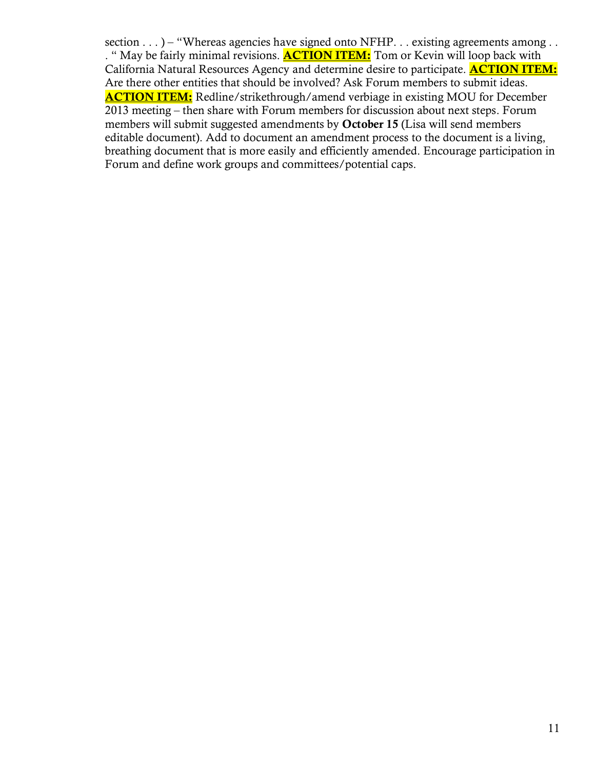section . . . ) – "Whereas agencies have signed onto NFHP. . . existing agreements among . . . " May be fairly minimal revisions. **ACTION ITEM:** Tom or Kevin will loop back with California Natural Resources Agency and determine desire to participate. **ACTION ITEM:** Are there other entities that should be involved? Ask Forum members to submit ideas. **ACTION ITEM:** Redline/strikethrough/amend verbiage in existing MOU for December 2013 meeting – then share with Forum members for discussion about next steps. Forum members will submit suggested amendments by **October 15** (Lisa will send members editable document). Add to document an amendment process to the document is a living, breathing document that is more easily and efficiently amended. Encourage participation in Forum and define work groups and committees/potential caps.